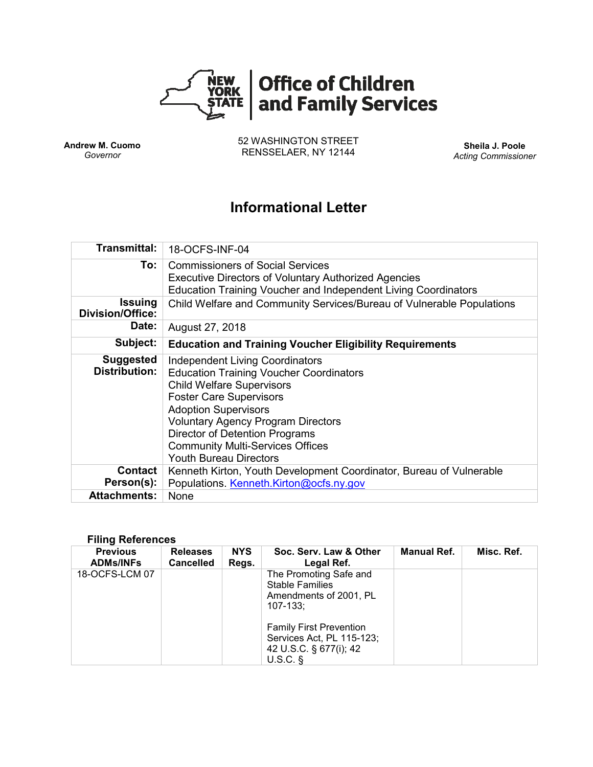# Office of Children and Family Services

NEW YORK STATE

**Andrew M. Cuomo**
*Governor*

52 WASHINGTON STREET
RENSSELAER, NY 12144

**Sheila J. Poole**
*Acting Commissioner*

## Informational Letter

| | |
|---|---|
| **Transmittal:** | 18-OCFS-INF-04 |
| **To:** | Commissioners of Social Services<br>Executive Directors of Voluntary Authorized Agencies<br>Education Training Voucher and Independent Living Coordinators |
| **Issuing Division/Office:** | Child Welfare and Community Services/Bureau of Vulnerable Populations |
| **Date:** | August 27, 2018 |
| **Subject:** | **Education and Training Voucher Eligibility Requirements** |
| **Suggested Distribution:** | Independent Living Coordinators<br>Education Training Voucher Coordinators<br>Child Welfare Supervisors<br>Foster Care Supervisors<br>Adoption Supervisors<br>Voluntary Agency Program Directors<br>Director of Detention Programs<br>Community Multi-Services Offices<br>Youth Bureau Directors |
| **Contact Person(s):** | Kenneth Kirton, Youth Development Coordinator, Bureau of Vulnerable Populations. Kenneth.Kirton@ocfs.ny.gov |
| **Attachments:** | None |

### Filing References

| Previous ADMs/INFs | Releases Cancelled | NYS Regs. | Soc. Serv. Law & Other Legal Ref. | Manual Ref. | Misc. Ref. |
|---|---|---|---|---|---|
| 18-OCFS-LCM 07 | | | The Promoting Safe and Stable Families Amendments of 2001, PL 107-133;<br><br>Family First Prevention Services Act, PL 115-123; 42 U.S.C. § 677(i); 42 U.S.C. § | | |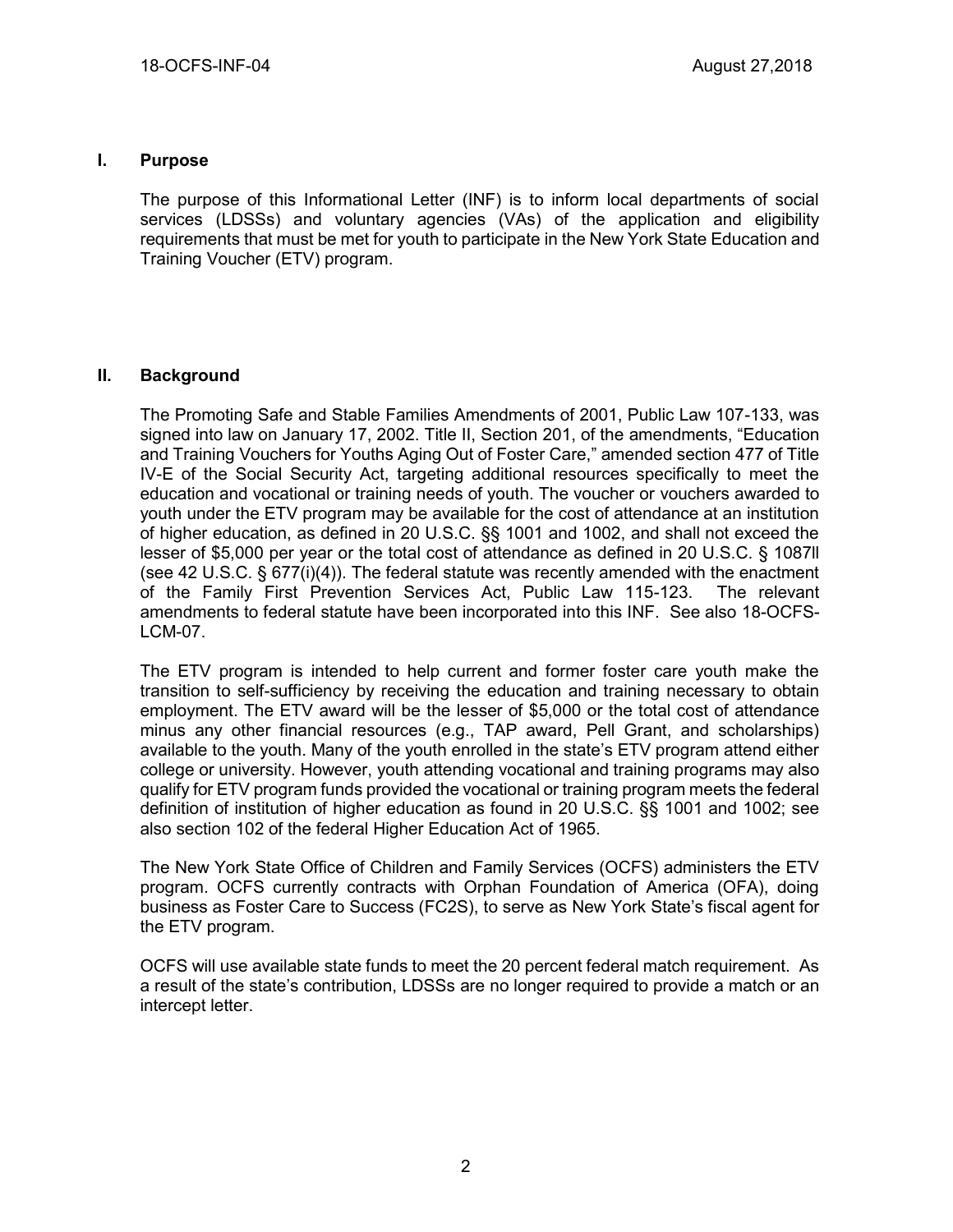## I. Purpose

The purpose of this Informational Letter (INF) is to inform local departments of social services (LDSSs) and voluntary agencies (VAs) of the application and eligibility requirements that must be met for youth to participate in the New York State Education and Training Voucher (ETV) program.

## II. Background

The Promoting Safe and Stable Families Amendments of 2001, Public Law 107-133, was signed into law on January 17, 2002. Title II, Section 201, of the amendments, "Education and Training Vouchers for Youths Aging Out of Foster Care," amended section 477 of Title IV-E of the Social Security Act, targeting additional resources specifically to meet the education and vocational or training needs of youth. The voucher or vouchers awarded to youth under the ETV program may be available for the cost of attendance at an institution of higher education, as defined in 20 U.S.C. §§ 1001 and 1002, and shall not exceed the lesser of $5,000 per year or the total cost of attendance as defined in 20 U.S.C. § 1087ll (see 42 U.S.C. § 677(i)(4)). The federal statute was recently amended with the enactment of the Family First Prevention Services Act, Public Law 115-123. The relevant amendments to federal statute have been incorporated into this INF. See also 18-OCFS-LCM-07.

The ETV program is intended to help current and former foster care youth make the transition to self-sufficiency by receiving the education and training necessary to obtain employment. The ETV award will be the lesser of $5,000 or the total cost of attendance minus any other financial resources (e.g., TAP award, Pell Grant, and scholarships) available to the youth. Many of the youth enrolled in the state's ETV program attend either college or university. However, youth attending vocational and training programs may also qualify for ETV program funds provided the vocational or training program meets the federal definition of institution of higher education as found in 20 U.S.C. §§ 1001 and 1002; see also section 102 of the federal Higher Education Act of 1965.

The New York State Office of Children and Family Services (OCFS) administers the ETV program. OCFS currently contracts with Orphan Foundation of America (OFA), doing business as Foster Care to Success (FC2S), to serve as New York State's fiscal agent for the ETV program.

OCFS will use available state funds to meet the 20 percent federal match requirement. As a result of the state's contribution, LDSSs are no longer required to provide a match or an intercept letter.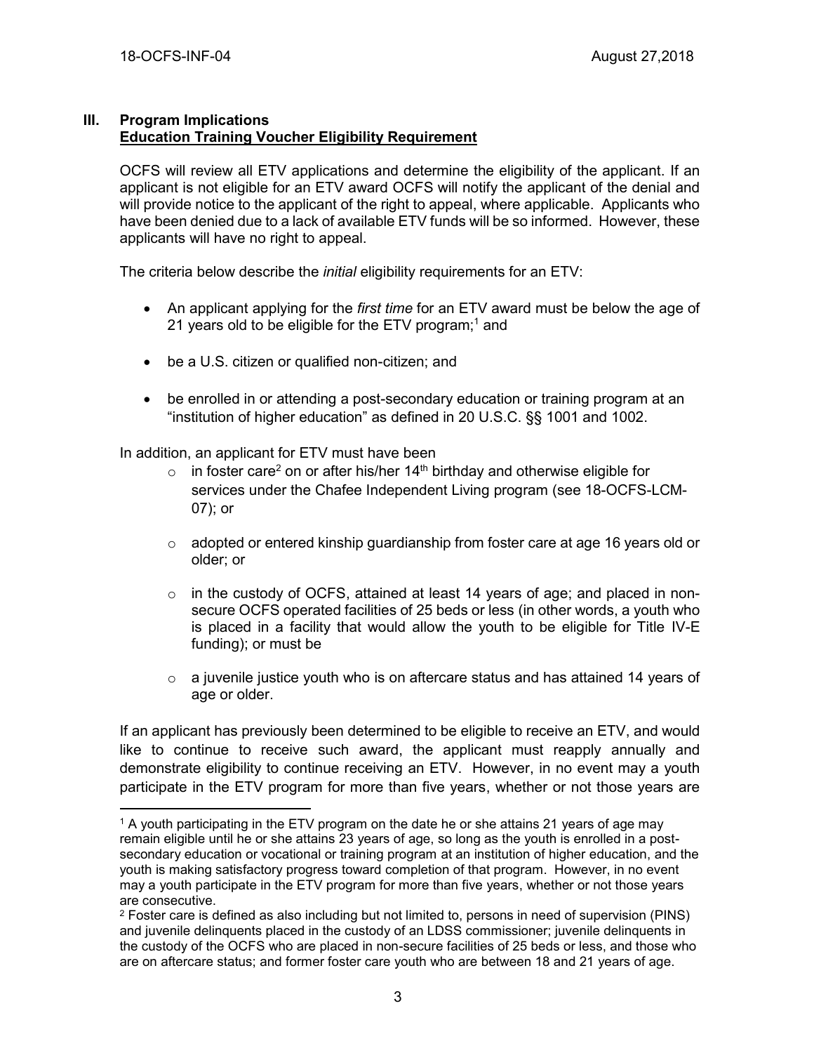## III. Program Implications

**Education Training Voucher Eligibility Requirement**

OCFS will review all ETV applications and determine the eligibility of the applicant. If an applicant is not eligible for an ETV award OCFS will notify the applicant of the denial and will provide notice to the applicant of the right to appeal, where applicable. Applicants who have been denied due to a lack of available ETV funds will be so informed. However, these applicants will have no right to appeal.

The criteria below describe the *initial* eligibility requirements for an ETV:

- An applicant applying for the *first time* for an ETV award must be below the age of 21 years old to be eligible for the ETV program;[1] and
- be a U.S. citizen or qualified non-citizen; and
- be enrolled in or attending a post-secondary education or training program at an "institution of higher education" as defined in 20 U.S.C. §§ 1001 and 1002.

In addition, an applicant for ETV must have been

- in foster care[2] on or after his/her 14th birthday and otherwise eligible for services under the Chafee Independent Living program (see 18-OCFS-LCM-07); or
- adopted or entered kinship guardianship from foster care at age 16 years old or older; or
- in the custody of OCFS, attained at least 14 years of age; and placed in non-secure OCFS operated facilities of 25 beds or less (in other words, a youth who is placed in a facility that would allow the youth to be eligible for Title IV-E funding); or must be
- a juvenile justice youth who is on aftercare status and has attained 14 years of age or older.

If an applicant has previously been determined to be eligible to receive an ETV, and would like to continue to receive such award, the applicant must reapply annually and demonstrate eligibility to continue receiving an ETV. However, in no event may a youth participate in the ETV program for more than five years, whether or not those years are

---

[1] A youth participating in the ETV program on the date he or she attains 21 years of age may remain eligible until he or she attains 23 years of age, so long as the youth is enrolled in a post-secondary education or vocational or training program at an institution of higher education, and the youth is making satisfactory progress toward completion of that program. However, in no event may a youth participate in the ETV program for more than five years, whether or not those years are consecutive.

[2] Foster care is defined as also including but not limited to, persons in need of supervision (PINS) and juvenile delinquents placed in the custody of an LDSS commissioner; juvenile delinquents in the custody of the OCFS who are placed in non-secure facilities of 25 beds or less, and those who are on aftercare status; and former foster care youth who are between 18 and 21 years of age.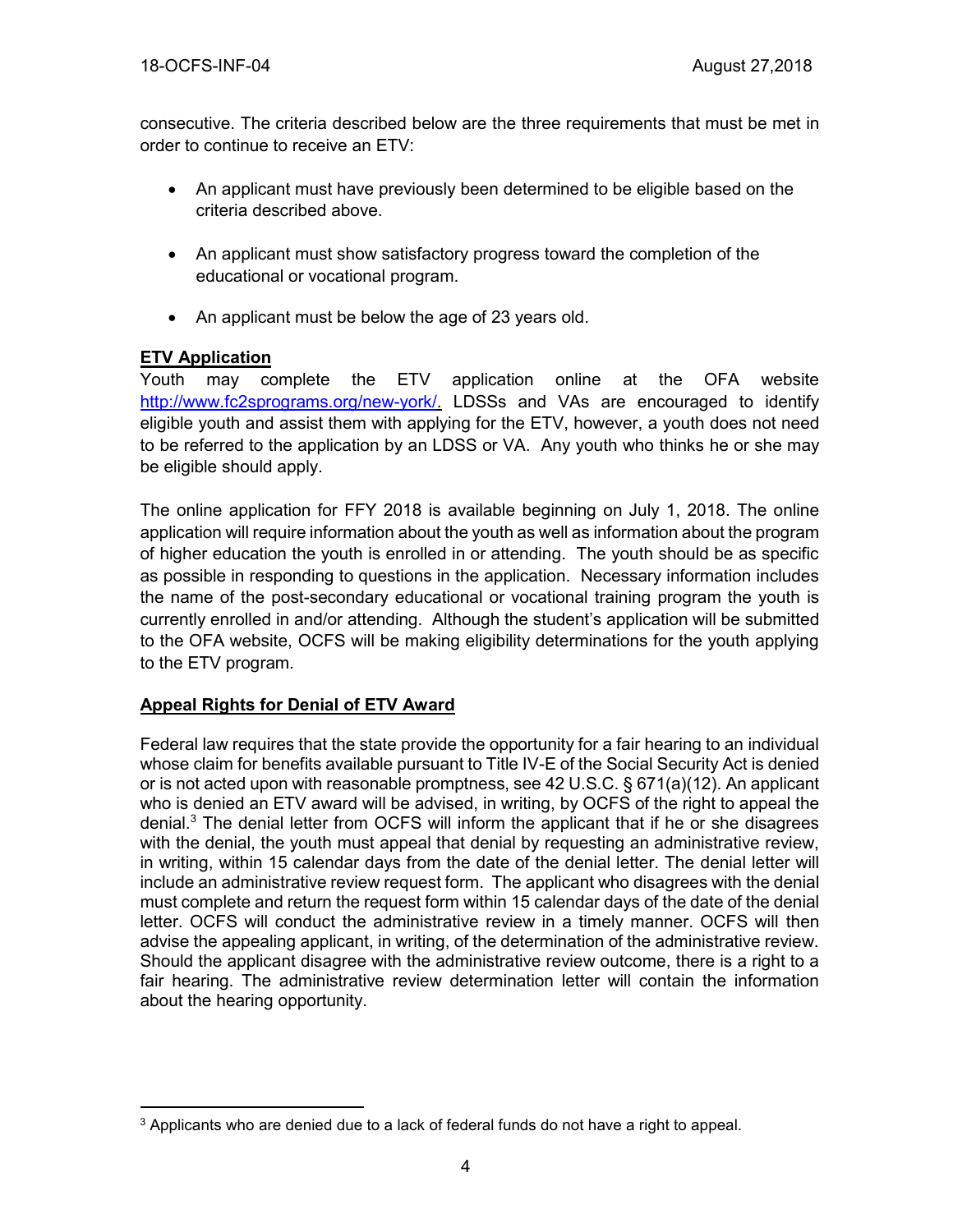consecutive. The criteria described below are the three requirements that must be met in order to continue to receive an ETV:

- An applicant must have previously been determined to be eligible based on the criteria described above.
- An applicant must show satisfactory progress toward the completion of the educational or vocational program.
- An applicant must be below the age of 23 years old.

**ETV Application**

Youth may complete the ETV application online at the OFA website http://www.fc2sprograms.org/new-york/. LDSSs and VAs are encouraged to identify eligible youth and assist them with applying for the ETV, however, a youth does not need to be referred to the application by an LDSS or VA. Any youth who thinks he or she may be eligible should apply.

The online application for FFY 2018 is available beginning on July 1, 2018. The online application will require information about the youth as well as information about the program of higher education the youth is enrolled in or attending. The youth should be as specific as possible in responding to questions in the application. Necessary information includes the name of the post-secondary educational or vocational training program the youth is currently enrolled in and/or attending. Although the student's application will be submitted to the OFA website, OCFS will be making eligibility determinations for the youth applying to the ETV program.

**Appeal Rights for Denial of ETV Award**

Federal law requires that the state provide the opportunity for a fair hearing to an individual whose claim for benefits available pursuant to Title IV-E of the Social Security Act is denied or is not acted upon with reasonable promptness, see 42 U.S.C. § 671(a)(12). An applicant who is denied an ETV award will be advised, in writing, by OCFS of the right to appeal the denial.[3] The denial letter from OCFS will inform the applicant that if he or she disagrees with the denial, the youth must appeal that denial by requesting an administrative review, in writing, within 15 calendar days from the date of the denial letter. The denial letter will include an administrative review request form. The applicant who disagrees with the denial must complete and return the request form within 15 calendar days of the date of the denial letter. OCFS will conduct the administrative review in a timely manner. OCFS will then advise the appealing applicant, in writing, of the determination of the administrative review. Should the applicant disagree with the administrative review outcome, there is a right to a fair hearing. The administrative review determination letter will contain the information about the hearing opportunity.

[3] Applicants who are denied due to a lack of federal funds do not have a right to appeal.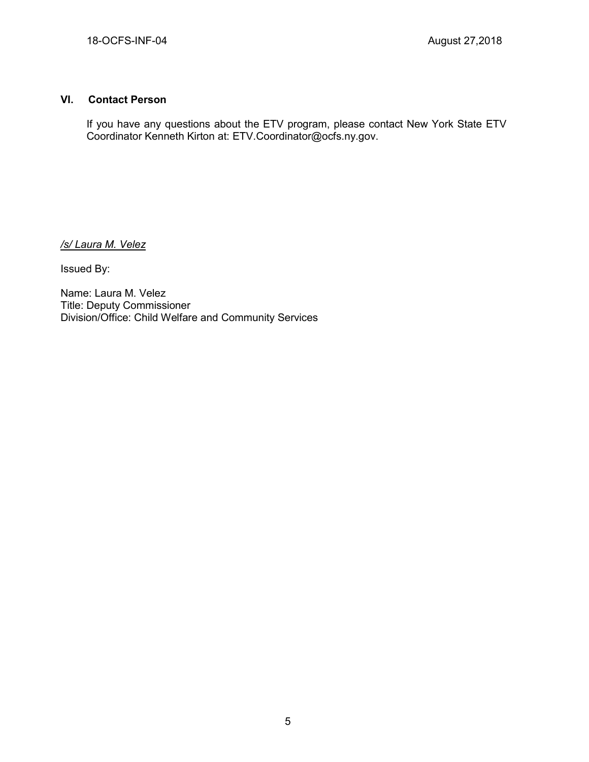## VI. Contact Person

If you have any questions about the ETV program, please contact New York State ETV Coordinator Kenneth Kirton at: ETV.Coordinator@ocfs.ny.gov.

*/s/ Laura M. Velez*

Issued By:

Name: Laura M. Velez
Title: Deputy Commissioner
Division/Office: Child Welfare and Community Services